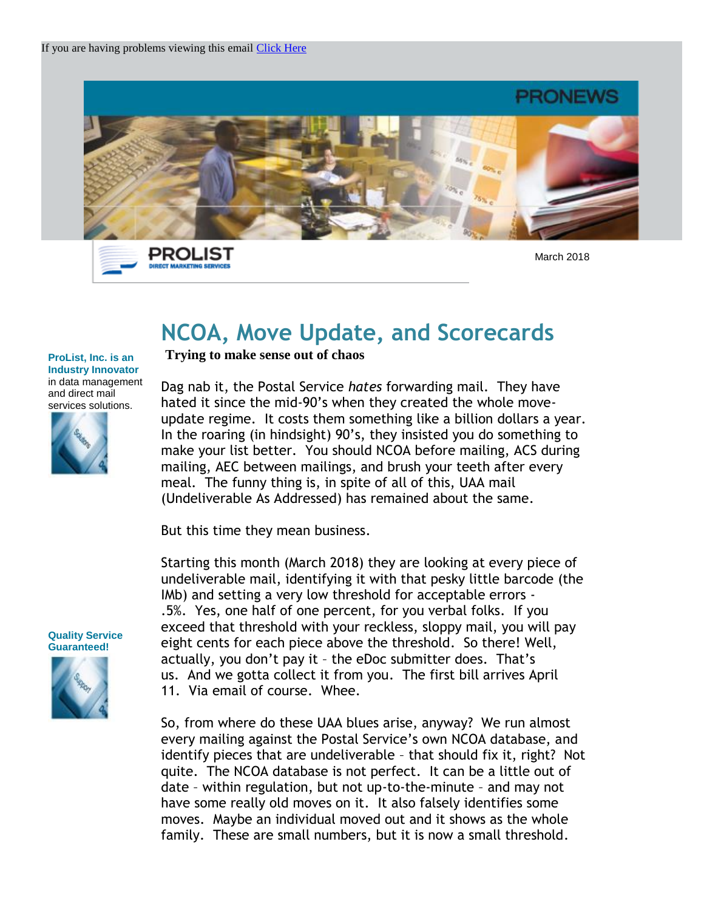If you are having problems viewing this email [Click Here]

PRONEWS

PROLIST
DIRECT MARKETING SERVICES

March 2018

**ProList, Inc. is an Industry Innovator** in data management and direct mail services solutions.

**Quality Service Guaranteed!**

# NCOA, Move Update, and Scorecards

**Trying to make sense out of chaos**

Dag nab it, the Postal Service *hates* forwarding mail. They have hated it since the mid-90's when they created the whole move-update regime. It costs them something like a billion dollars a year. In the roaring (in hindsight) 90's, they insisted you do something to make your list better. You should NCOA before mailing, ACS during mailing, AEC between mailings, and brush your teeth after every meal. The funny thing is, in spite of all of this, UAA mail (Undeliverable As Addressed) has remained about the same.

But this time they mean business.

Starting this month (March 2018) they are looking at every piece of undeliverable mail, identifying it with that pesky little barcode (the IMb) and setting a very low threshold for acceptable errors - .5%. Yes, one half of one percent, for you verbal folks. If you exceed that threshold with your reckless, sloppy mail, you will pay eight cents for each piece above the threshold. So there! Well, actually, you don't pay it – the eDoc submitter does. That's us. And we gotta collect it from you. The first bill arrives April 11. Via email of course. Whee.

So, from where do these UAA blues arise, anyway? We run almost every mailing against the Postal Service's own NCOA database, and identify pieces that are undeliverable – that should fix it, right? Not quite. The NCOA database is not perfect. It can be a little out of date – within regulation, but not up-to-the-minute – and may not have some really old moves on it. It also falsely identifies some moves. Maybe an individual moved out and it shows as the whole family. These are small numbers, but it is now a small threshold.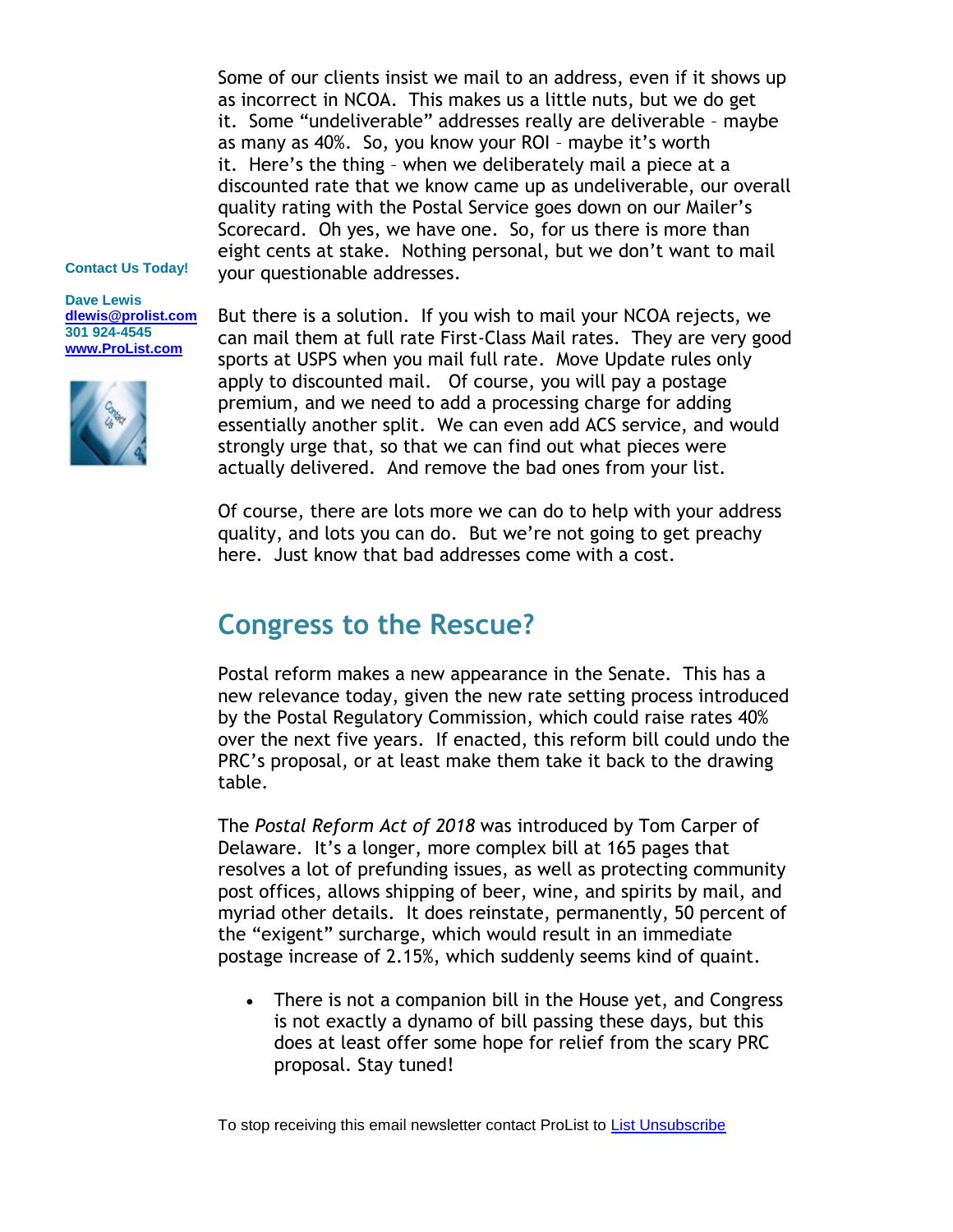Some of our clients insist we mail to an address, even if it shows up as incorrect in NCOA. This makes us a little nuts, but we do get it. Some “undeliverable” addresses really are deliverable – maybe as many as 40%. So, you know your ROI – maybe it’s worth it. Here’s the thing – when we deliberately mail a piece at a discounted rate that we know came up as undeliverable, our overall quality rating with the Postal Service goes down on our Mailer’s Scorecard. Oh yes, we have one. So, for us there is more than eight cents at stake. Nothing personal, but we don’t want to mail your questionable addresses.

**Contact Us Today!**

**Dave Lewis**
**[dlewis@prolist.com](mailto:dlewis@prolist.com)**
**301 924-4545**
**[www.ProList.com](http://www.ProList.com)**

But there is a solution. If you wish to mail your NCOA rejects, we can mail them at full rate First-Class Mail rates. They are very good sports at USPS when you mail full rate. Move Update rules only apply to discounted mail. Of course, you will pay a postage premium, and we need to add a processing charge for adding essentially another split. We can even add ACS service, and would strongly urge that, so that we can find out what pieces were actually delivered. And remove the bad ones from your list.

Of course, there are lots more we can do to help with your address quality, and lots you can do. But we’re not going to get preachy here. Just know that bad addresses come with a cost.

## Congress to the Rescue?

Postal reform makes a new appearance in the Senate. This has a new relevance today, given the new rate setting process introduced by the Postal Regulatory Commission, which could raise rates 40% over the next five years. If enacted, this reform bill could undo the PRC’s proposal, or at least make them take it back to the drawing table.

The *Postal Reform Act of 2018* was introduced by Tom Carper of Delaware. It’s a longer, more complex bill at 165 pages that resolves a lot of prefunding issues, as well as protecting community post offices, allows shipping of beer, wine, and spirits by mail, and myriad other details. It does reinstate, permanently, 50 percent of the “exigent” surcharge, which would result in an immediate postage increase of 2.15%, which suddenly seems kind of quaint.

- There is not a companion bill in the House yet, and Congress is not exactly a dynamo of bill passing these days, but this does at least offer some hope for relief from the scary PRC proposal. Stay tuned!

To stop receiving this email newsletter contact ProList to List Unsubscribe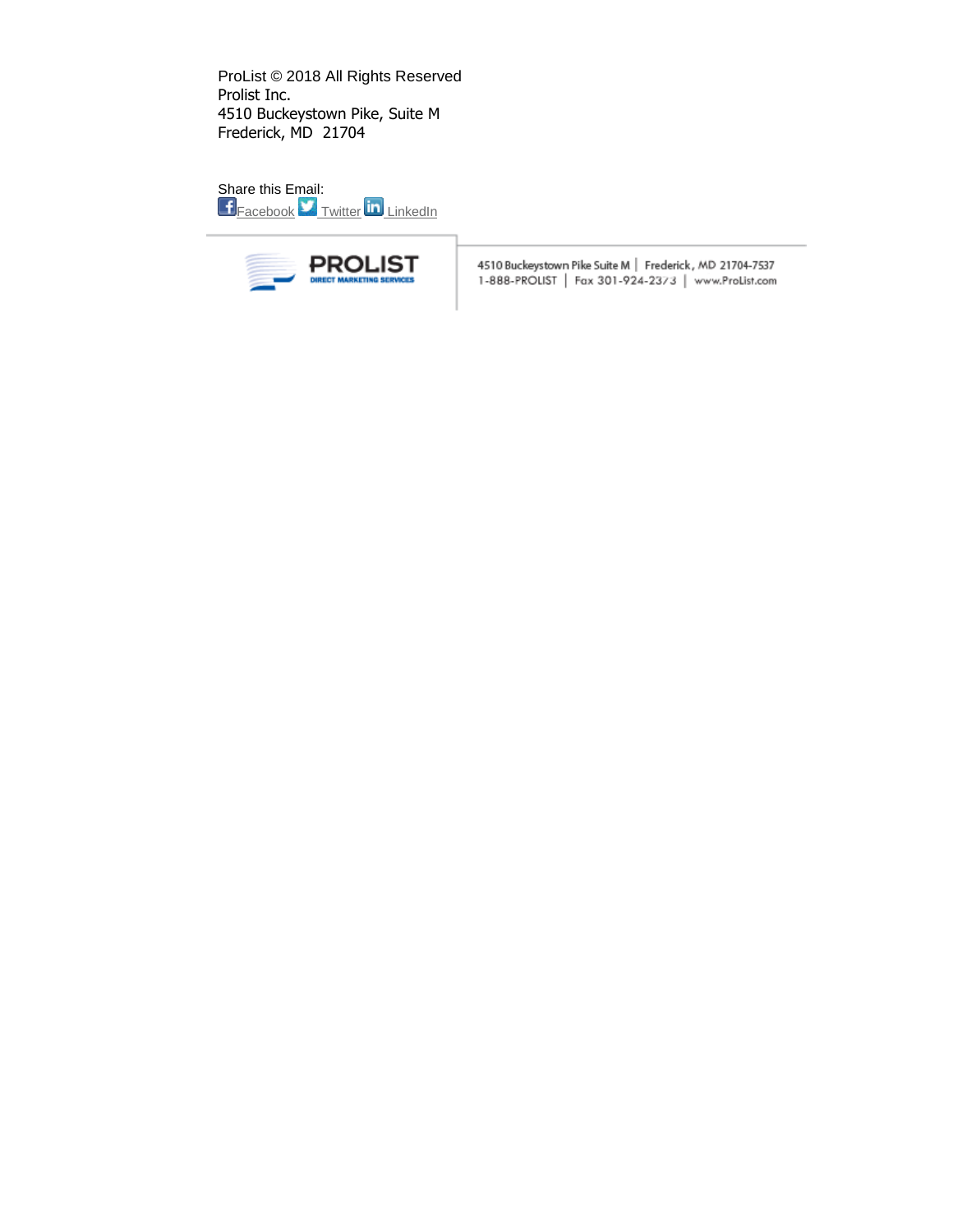ProList © 2018 All Rights Reserved
Prolist Inc.
4510 Buckeystown Pike, Suite M
Frederick, MD  21704

Share this Email:
Facebook Twitter LinkedIn

PROLIST
DIRECT MARKETING SERVICES

4510 Buckeystown Pike Suite M | Frederick, MD 21704-7537
1-888-PROLIST | Fax 301-924-2373 | www.ProList.com